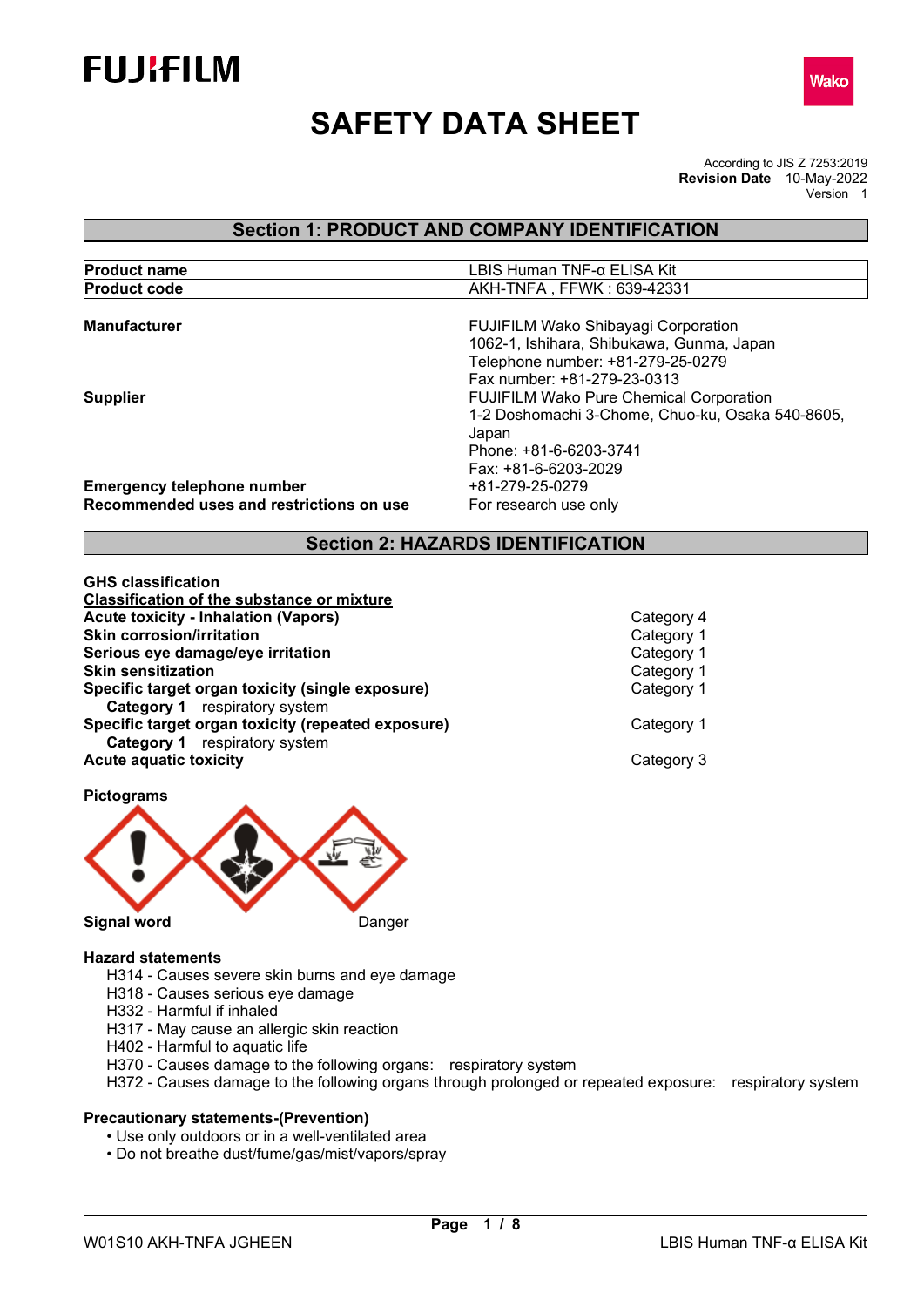# SAFETY DATA SHEET

According to JIS Z 7253:2019
**Revision Date** 10-May-2022
Version 1

## Section 1: PRODUCT AND COMPANY IDENTIFICATION

| | |
|---|---|
| **Product name** | LBIS Human TNF-α ELISA Kit |
| **Product code** | AKH-TNFA , FFWK : 639-42331 |

**Manufacturer**
FUJIFILM Wako Shibayagi Corporation
1062-1, Ishihara, Shibukawa, Gunma, Japan
Telephone number: +81-279-25-0279
Fax number: +81-279-23-0313

**Supplier**
FUJIFILM Wako Pure Chemical Corporation
1-2 Doshomachi 3-Chome, Chuo-ku, Osaka 540-8605, Japan
Phone: +81-6-6203-3741
Fax: +81-6-6203-2029

**Emergency telephone number** +81-279-25-0279

**Recommended uses and restrictions on use** For research use only

## Section 2: HAZARDS IDENTIFICATION

**GHS classification**

**Classification of the substance or mixture**

| | |
|---|---|
| **Acute toxicity - Inhalation (Vapors)** | Category 4 |
| **Skin corrosion/irritation** | Category 1 |
| **Serious eye damage/eye irritation** | Category 1 |
| **Skin sensitization** | Category 1 |
| **Specific target organ toxicity (single exposure)** | Category 1 |
| **Category 1** respiratory system | |
| **Specific target organ toxicity (repeated exposure)** | Category 1 |
| **Category 1** respiratory system | |
| **Acute aquatic toxicity** | Category 3 |

**Pictograms**

**Signal word** Danger

**Hazard statements**

H314 - Causes severe skin burns and eye damage
H318 - Causes serious eye damage
H332 - Harmful if inhaled
H317 - May cause an allergic skin reaction
H402 - Harmful to aquatic life
H370 - Causes damage to the following organs: respiratory system
H372 - Causes damage to the following organs through prolonged or repeated exposure: respiratory system

**Precautionary statements-(Prevention)**

- Use only outdoors or in a well-ventilated area
- Do not breathe dust/fume/gas/mist/vapors/spray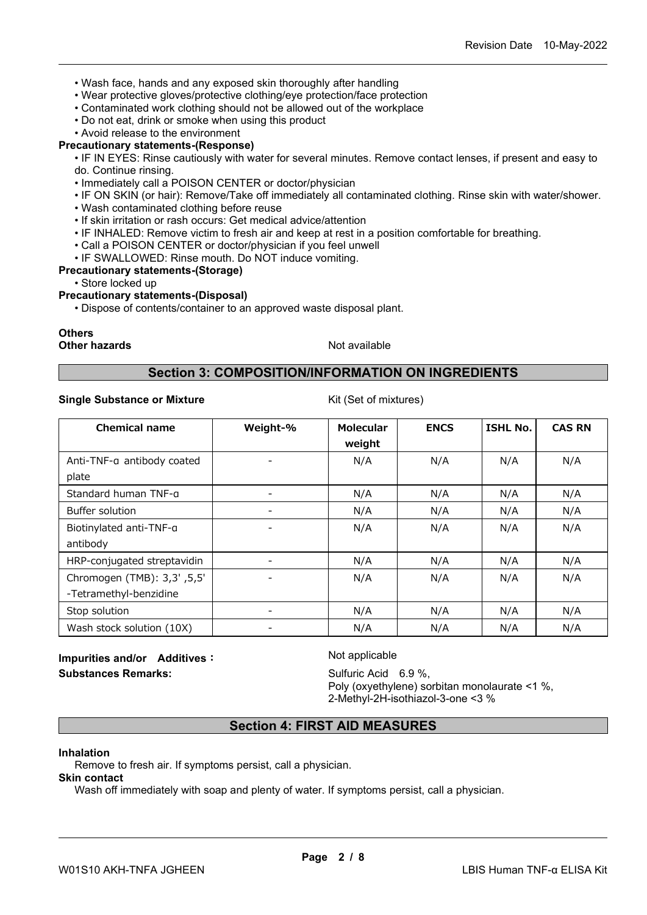- Wash face, hands and any exposed skin thoroughly after handling
- Wear protective gloves/protective clothing/eye protection/face protection
- Contaminated work clothing should not be allowed out of the workplace
- Do not eat, drink or smoke when using this product
- Avoid release to the environment

**Precautionary statements-(Response)**

- IF IN EYES: Rinse cautiously with water for several minutes. Remove contact lenses, if present and easy to do. Continue rinsing.
- Immediately call a POISON CENTER or doctor/physician
- IF ON SKIN (or hair): Remove/Take off immediately all contaminated clothing. Rinse skin with water/shower.
- Wash contaminated clothing before reuse
- If skin irritation or rash occurs: Get medical advice/attention
- IF INHALED: Remove victim to fresh air and keep at rest in a position comfortable for breathing.
- Call a POISON CENTER or doctor/physician if you feel unwell
- IF SWALLOWED: Rinse mouth. Do NOT induce vomiting.

**Precautionary statements-(Storage)**

- Store locked up

**Precautionary statements-(Disposal)**

- Dispose of contents/container to an approved waste disposal plant.

**Others**

**Other hazards** Not available

## Section 3: COMPOSITION/INFORMATION ON INGREDIENTS

**Single Substance or Mixture** Kit (Set of mixtures)

| Chemical name | Weight-% | Molecular weight | ENCS | ISHL No. | CAS RN |
|---|---|---|---|---|---|
| Anti-TNF-α antibody coated plate | - | N/A | N/A | N/A | N/A |
| Standard human TNF-α | - | N/A | N/A | N/A | N/A |
| Buffer solution | - | N/A | N/A | N/A | N/A |
| Biotinylated anti-TNF-α antibody | - | N/A | N/A | N/A | N/A |
| HRP-conjugated streptavidin | - | N/A | N/A | N/A | N/A |
| Chromogen (TMB): 3,3' ,5,5' -Tetramethyl-benzidine | - | N/A | N/A | N/A | N/A |
| Stop solution | - | N/A | N/A | N/A | N/A |
| Wash stock solution (10X) | - | N/A | N/A | N/A | N/A |

**Impurities and/or Additives :** Not applicable

**Substances Remarks:** Sulfuric Acid 6.9 %,
Poly (oxyethylene) sorbitan monolaurate <1 %,
2-Methyl-2H-isothiazol-3-one <3 %

## Section 4: FIRST AID MEASURES

**Inhalation**

Remove to fresh air. If symptoms persist, call a physician.

**Skin contact**

Wash off immediately with soap and plenty of water. If symptoms persist, call a physician.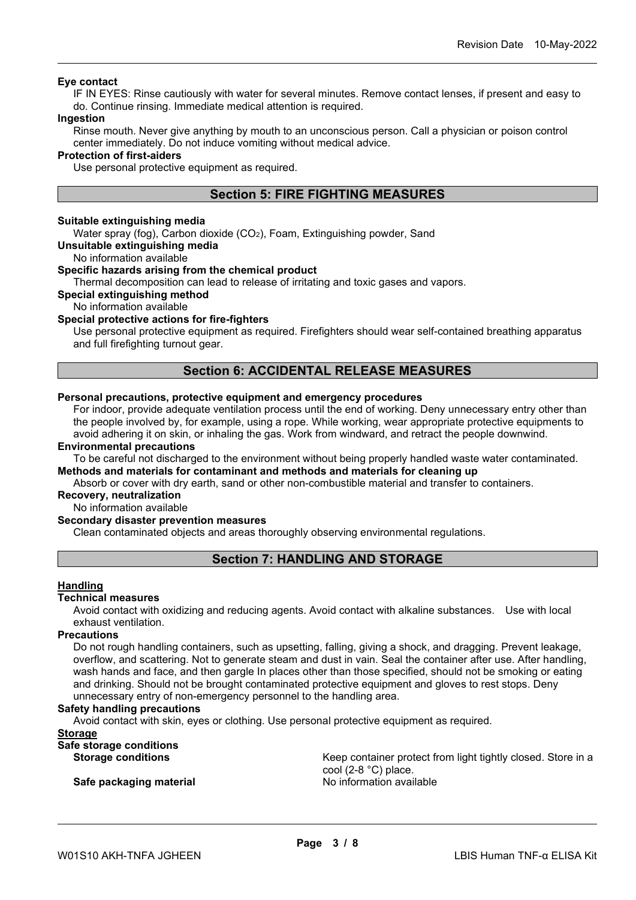**Eye contact**

IF IN EYES: Rinse cautiously with water for several minutes. Remove contact lenses, if present and easy to do. Continue rinsing. Immediate medical attention is required.

**Ingestion**

Rinse mouth. Never give anything by mouth to an unconscious person. Call a physician or poison control center immediately. Do not induce vomiting without medical advice.

**Protection of first-aiders**

Use personal protective equipment as required.

## Section 5: FIRE FIGHTING MEASURES

**Suitable extinguishing media**

Water spray (fog), Carbon dioxide ($CO_2$), Foam, Extinguishing powder, Sand

**Unsuitable extinguishing media**

No information available

**Specific hazards arising from the chemical product**

Thermal decomposition can lead to release of irritating and toxic gases and vapors.

**Special extinguishing method**

No information available

**Special protective actions for fire-fighters**

Use personal protective equipment as required. Firefighters should wear self-contained breathing apparatus and full firefighting turnout gear.

## Section 6: ACCIDENTAL RELEASE MEASURES

**Personal precautions, protective equipment and emergency procedures**

For indoor, provide adequate ventilation process until the end of working. Deny unnecessary entry other than the people involved by, for example, using a rope. While working, wear appropriate protective equipments to avoid adhering it on skin, or inhaling the gas. Work from windward, and retract the people downwind.

**Environmental precautions**

To be careful not discharged to the environment without being properly handled waste water contaminated.

**Methods and materials for contaminant and methods and materials for cleaning up**

Absorb or cover with dry earth, sand or other non-combustible material and transfer to containers.

**Recovery, neutralization**

No information available

**Secondary disaster prevention measures**

Clean contaminated objects and areas thoroughly observing environmental regulations.

## Section 7: HANDLING AND STORAGE

**Handling**

**Technical measures**

Avoid contact with oxidizing and reducing agents. Avoid contact with alkaline substances. Use with local exhaust ventilation.

**Precautions**

Do not rough handling containers, such as upsetting, falling, giving a shock, and dragging. Prevent leakage, overflow, and scattering. Not to generate steam and dust in vain. Seal the container after use. After handling, wash hands and face, and then gargle In places other than those specified, should not be smoking or eating and drinking. Should not be brought contaminated protective equipment and gloves to rest stops. Deny unnecessary entry of non-emergency personnel to the handling area.

**Safety handling precautions**

Avoid contact with skin, eyes or clothing. Use personal protective equipment as required.

**Storage**

**Safe storage conditions**

| | |
|---|---|
| **Storage conditions** | Keep container protect from light tightly closed. Store in a cool (2-8 °C) place. |
| **Safe packaging material** | No information available |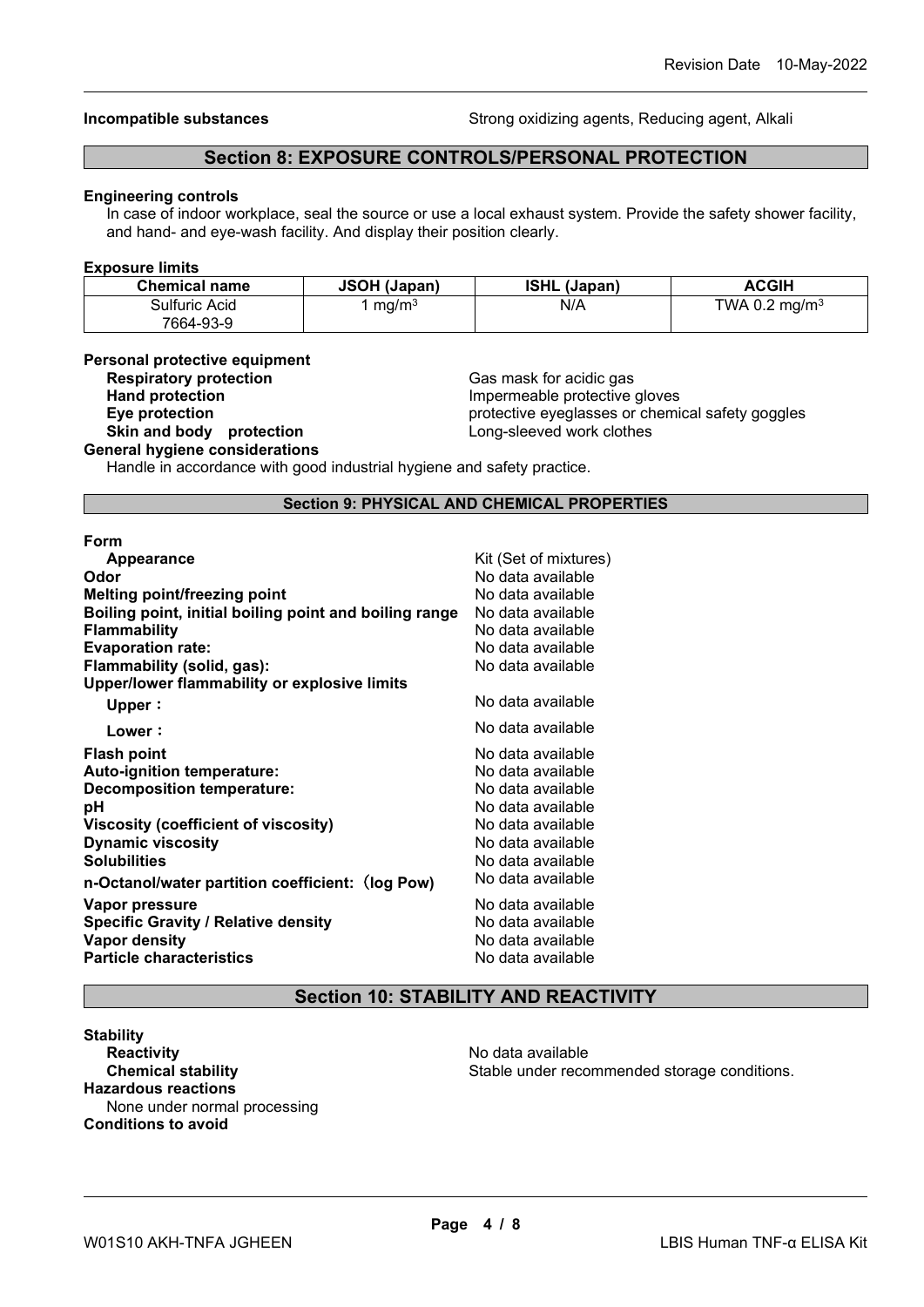**Incompatible substances** Strong oxidizing agents, Reducing agent, Alkali

## Section 8: EXPOSURE CONTROLS/PERSONAL PROTECTION

**Engineering controls**

In case of indoor workplace, seal the source or use a local exhaust system. Provide the safety shower facility, and hand- and eye-wash facility. And display their position clearly.

**Exposure limits**

| Chemical name | JSOH (Japan) | ISHL (Japan) | ACGIH |
|---|---|---|---|
| Sulfuric Acid<br>7664-93-9 | 1 mg/m³ | N/A | TWA 0.2 mg/m³ |

**Personal protective equipment**

- **Respiratory protection** Gas mask for acidic gas
- **Hand protection** Impermeable protective gloves
- **Eye protection** protective eyeglasses or chemical safety goggles
- **Skin and body protection** Long-sleeved work clothes

**General hygiene considerations**

Handle in accordance with good industrial hygiene and safety practice.

## Section 9: PHYSICAL AND CHEMICAL PROPERTIES

**Form**

| | |
|---|---|
| **Appearance** | Kit (Set of mixtures) |
| **Odor** | No data available |
| **Melting point/freezing point** | No data available |
| **Boiling point, initial boiling point and boiling range** | No data available |
| **Flammability** | No data available |
| **Evaporation rate:** | No data available |
| **Flammability (solid, gas):** | No data available |
| **Upper/lower flammability or explosive limits** | |
| **Upper：** | No data available |
| **Lower：** | No data available |
| **Flash point** | No data available |
| **Auto-ignition temperature:** | No data available |
| **Decomposition temperature:** | No data available |
| **pH** | No data available |
| **Viscosity (coefficient of viscosity)** | No data available |
| **Dynamic viscosity** | No data available |
| **Solubilities** | No data available |
| **n-Octanol/water partition coefficient:（log Pow)** | No data available |
| **Vapor pressure** | No data available |
| **Specific Gravity / Relative density** | No data available |
| **Vapor density** | No data available |
| **Particle characteristics** | No data available |

## Section 10: STABILITY AND REACTIVITY

**Stability**

- **Reactivity** No data available
- **Chemical stability** Stable under recommended storage conditions.

**Hazardous reactions**

None under normal processing

**Conditions to avoid**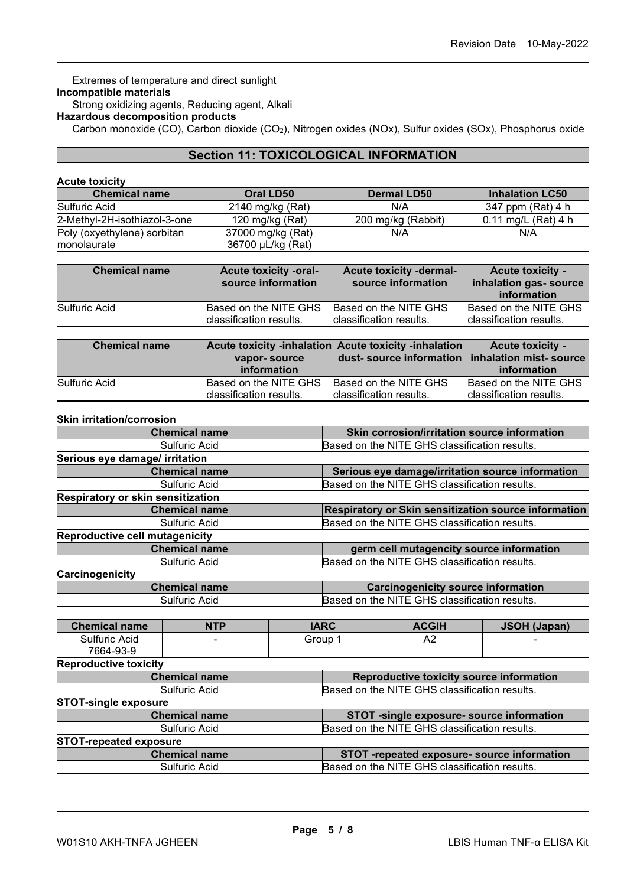Extremes of temperature and direct sunlight

**Incompatible materials**

Strong oxidizing agents, Reducing agent, Alkali

**Hazardous decomposition products**

Carbon monoxide (CO), Carbon dioxide ($CO_2$), Nitrogen oxides (NOx), Sulfur oxides (SOx), Phosphorus oxide

## Section 11: TOXICOLOGICAL INFORMATION

**Acute toxicity**

| Chemical name | Oral LD50 | Dermal LD50 | Inhalation LC50 |
|---|---|---|---|
| Sulfuric Acid | 2140 mg/kg (Rat) | N/A | 347 ppm (Rat) 4 h |
| 2-Methyl-2H-isothiazol-3-one | 120 mg/kg (Rat) | 200 mg/kg (Rabbit) | 0.11 mg/L (Rat) 4 h |
| Poly (oxyethylene) sorbitan monolaurate | 37000 mg/kg (Rat) 36700 μL/kg (Rat) | N/A | N/A |

| Chemical name | Acute toxicity -oral- source information | Acute toxicity -dermal- source information | Acute toxicity - inhalation gas- source information |
|---|---|---|---|
| Sulfuric Acid | Based on the NITE GHS classification results. | Based on the NITE GHS classification results. | Based on the NITE GHS classification results. |

| Chemical name | Acute toxicity -inhalation vapor- source information | Acute toxicity -inhalation dust- source information | Acute toxicity - inhalation mist- source information |
|---|---|---|---|
| Sulfuric Acid | Based on the NITE GHS classification results. | Based on the NITE GHS classification results. | Based on the NITE GHS classification results. |

**Skin irritation/corrosion**

| Chemical name | Skin corrosion/irritation source information |
|---|---|
| Sulfuric Acid | Based on the NITE GHS classification results. |

**Serious eye damage/ irritation**

| Chemical name | Serious eye damage/irritation source information |
|---|---|
| Sulfuric Acid | Based on the NITE GHS classification results. |

**Respiratory or skin sensitization**

| Chemical name | Respiratory or Skin sensitization source information |
|---|---|
| Sulfuric Acid | Based on the NITE GHS classification results. |

**Reproductive cell mutagenicity**

| Chemical name | germ cell mutagencity source information |
|---|---|
| Sulfuric Acid | Based on the NITE GHS classification results. |

**Carcinogenicity**

| Chemical name | Carcinogenicity source information |
|---|---|
| Sulfuric Acid | Based on the NITE GHS classification results. |

| Chemical name | NTP | IARC | ACGIH | JSOH (Japan) |
|---|---|---|---|---|
| Sulfuric Acid 7664-93-9 | - | Group 1 | A2 | - |

**Reproductive toxicity**

| Chemical name | Reproductive toxicity source information |
|---|---|
| Sulfuric Acid | Based on the NITE GHS classification results. |

**STOT-single exposure**

| Chemical name | STOT -single exposure- source information |
|---|---|
| Sulfuric Acid | Based on the NITE GHS classification results. |

**STOT-repeated exposure**

| Chemical name | STOT -repeated exposure- source information |
|---|---|
| Sulfuric Acid | Based on the NITE GHS classification results. |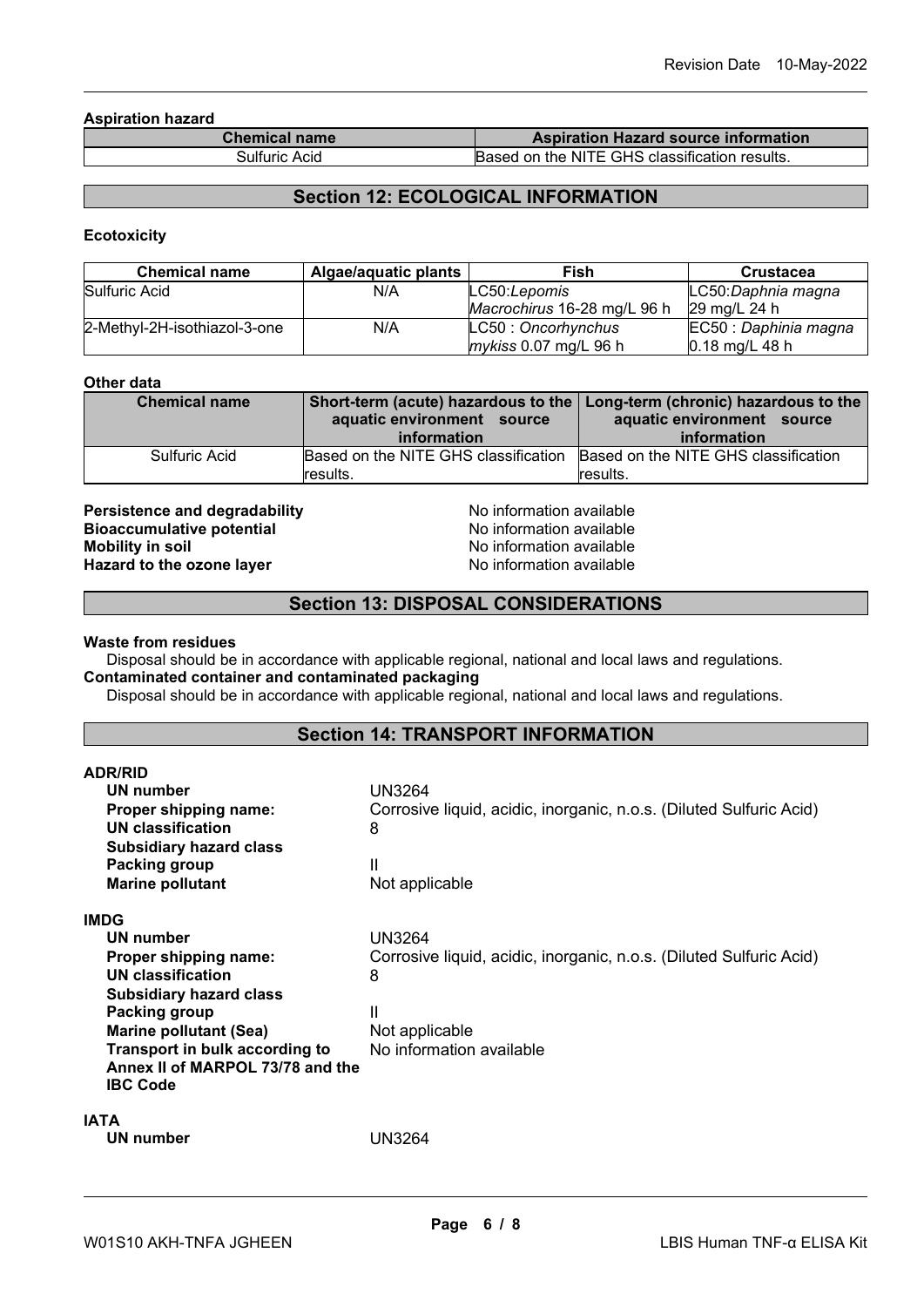**Aspiration hazard**

| Chemical name | Aspiration Hazard source information |
|---|---|
| Sulfuric Acid | Based on the NITE GHS classification results. |

## Section 12: ECOLOGICAL INFORMATION

**Ecotoxicity**

| Chemical name | Algae/aquatic plants | Fish | Crustacea |
|---|---|---|---|
| Sulfuric Acid | N/A | LC50:*Lepomis Macrochirus* 16-28 mg/L 96 h | LC50:*Daphnia magna* 29 mg/L 24 h |
| 2-Methyl-2H-isothiazol-3-one | N/A | LC50 : *Oncorhynchus mykiss* 0.07 mg/L 96 h | EC50 : *Daphnia magna* 0.18 mg/L 48 h |

**Other data**

| Chemical name | Short-term (acute) hazardous to the aquatic environment source information | Long-term (chronic) hazardous to the aquatic environment source information |
|---|---|---|
| Sulfuric Acid | Based on the NITE GHS classification results. | Based on the NITE GHS classification results. |

**Persistence and degradability** No information available
**Bioaccumulative potential** No information available
**Mobility in soil** No information available
**Hazard to the ozone layer** No information available

## Section 13: DISPOSAL CONSIDERATIONS

**Waste from residues**

Disposal should be in accordance with applicable regional, national and local laws and regulations.

**Contaminated container and contaminated packaging**

Disposal should be in accordance with applicable regional, national and local laws and regulations.

## Section 14: TRANSPORT INFORMATION

**ADR/RID**

**UN number** UN3264
**Proper shipping name:** Corrosive liquid, acidic, inorganic, n.o.s. (Diluted Sulfuric Acid)
**UN classification** 8
**Subsidiary hazard class**
**Packing group** II
**Marine pollutant** Not applicable

**IMDG**

**UN number** UN3264
**Proper shipping name:** Corrosive liquid, acidic, inorganic, n.o.s. (Diluted Sulfuric Acid)
**UN classification** 8
**Subsidiary hazard class**
**Packing group** II
**Marine pollutant (Sea)** Not applicable
**Transport in bulk according to Annex II of MARPOL 73/78 and the IBC Code** No information available

**IATA**

**UN number** UN3264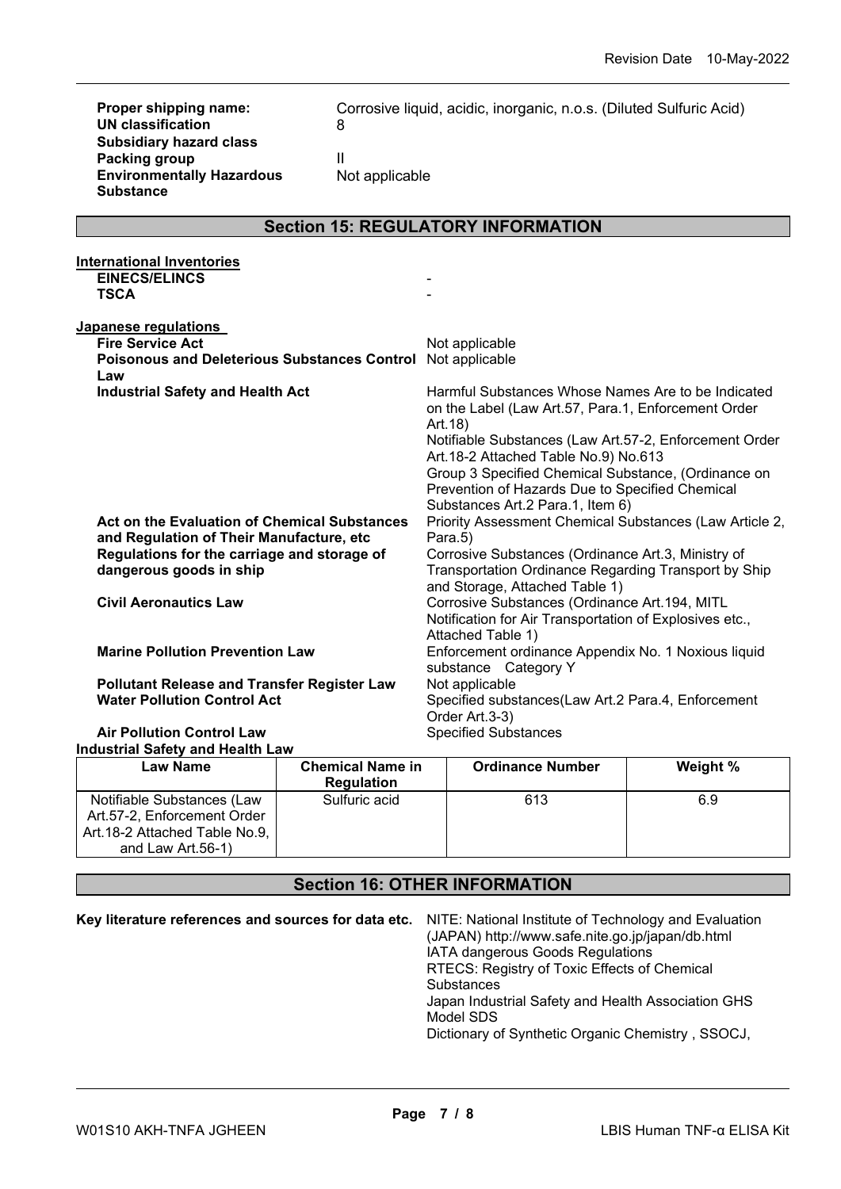**Proper shipping name:** Corrosive liquid, acidic, inorganic, n.o.s. (Diluted Sulfuric Acid)
**UN classification** 8
**Subsidiary hazard class**
**Packing group** II
**Environmentally Hazardous Substance** Not applicable

## Section 15: REGULATORY INFORMATION

**International Inventories**

**EINECS/ELINCS** -
**TSCA** -

**Japanese regulations**

**Fire Service Act** Not applicable

**Poisonous and Deleterious Substances Control Law** Not applicable

**Industrial Safety and Health Act** Harmful Substances Whose Names Are to be Indicated on the Label (Law Art.57, Para.1, Enforcement Order Art.18)
Notifiable Substances (Law Art.57-2, Enforcement Order Art.18-2 Attached Table No.9) No.613
Group 3 Specified Chemical Substance, (Ordinance on Prevention of Hazards Due to Specified Chemical Substances Art.2 Para.1, Item 6)

**Act on the Evaluation of Chemical Substances and Regulation of Their Manufacture, etc** Priority Assessment Chemical Substances (Law Article 2, Para.5)

**Regulations for the carriage and storage of dangerous goods in ship** Corrosive Substances (Ordinance Art.3, Ministry of Transportation Ordinance Regarding Transport by Ship and Storage, Attached Table 1)

**Civil Aeronautics Law** Corrosive Substances (Ordinance Art.194, MITL Notification for Air Transportation of Explosives etc., Attached Table 1)

**Marine Pollution Prevention Law** Enforcement ordinance Appendix No. 1 Noxious liquid substance Category Y

**Pollutant Release and Transfer Register Law** Not applicable

**Water Pollution Control Act** Specified substances(Law Art.2 Para.4, Enforcement Order Art.3-3)

**Air Pollution Control Law** Specified Substances

**Industrial Safety and Health Law**

| Law Name | Chemical Name in Regulation | Ordinance Number | Weight % |
|---|---|---|---|
| Notifiable Substances (Law Art.57-2, Enforcement Order Art.18-2 Attached Table No.9, and Law Art.56-1) | Sulfuric acid | 613 | 6.9 |

## Section 16: OTHER INFORMATION

**Key literature references and sources for data etc.** NITE: National Institute of Technology and Evaluation (JAPAN) http://www.safe.nite.go.jp/japan/db.html
IATA dangerous Goods Regulations
RTECS: Registry of Toxic Effects of Chemical Substances
Japan Industrial Safety and Health Association GHS Model SDS
Dictionary of Synthetic Organic Chemistry , SSOCJ,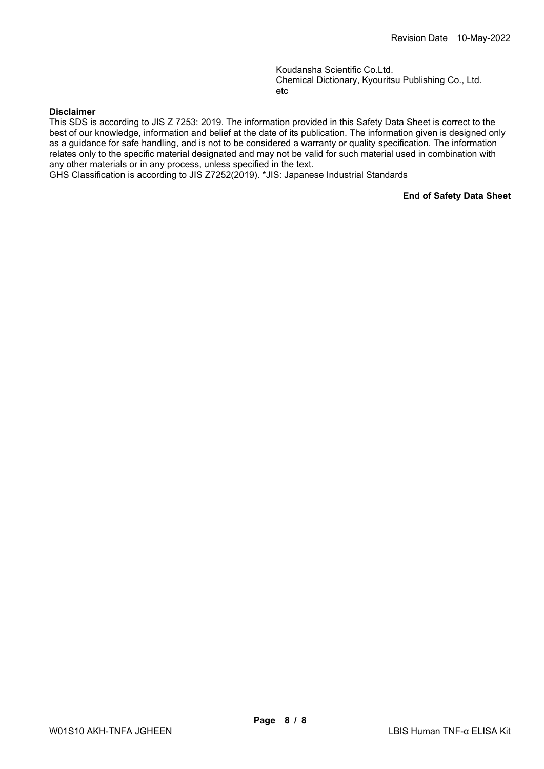Koudansha Scientific Co.Ltd.
Chemical Dictionary, Kyouritsu Publishing Co., Ltd.
etc

**Disclaimer**

This SDS is according to JIS Z 7253: 2019. The information provided in this Safety Data Sheet is correct to the best of our knowledge, information and belief at the date of its publication. The information given is designed only as a guidance for safe handling, and is not to be considered a warranty or quality specification. The information relates only to the specific material designated and may not be valid for such material used in combination with any other materials or in any process, unless specified in the text.
GHS Classification is according to JIS Z7252(2019). *JIS: Japanese Industrial Standards

**End of Safety Data Sheet**